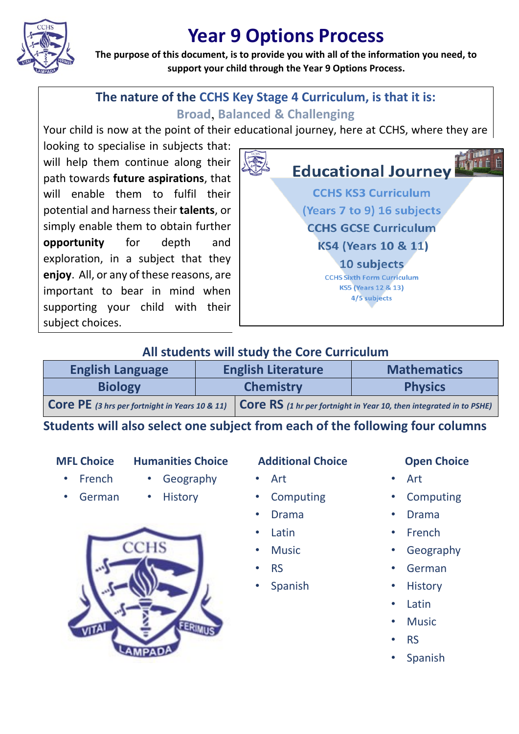# Year 9 Options Process

**The purpose of this document, is to provide you with all of the information you need, to support your child through the Year 9 Options Process.**

## The nature of the CCHS Key Stage 4 Curriculum, is that it is:

### Broad, Balanced & Challenging

Your child is now at the point of their educational journey, here at CCHS, where they are looking to specialise in subjects that: will help them continue along their path towards **future aspirations**, that will enable them to fulfil their potential and harness their **talents**, or simply enable them to obtain further **opportunity** for depth and exploration, in a subject that they **enjoy**. All, or any of these reasons, are important to bear in mind when supporting your child with their subject choices.

**Educational Journey**

- CCHS KS3 Curriculum (Years 7 to 9) 16 subjects
- CCHS GCSE Curriculum KS4 (Years 10 & 11) 10 subjects
- CCHS Sixth Form Curriculum KS5 (Years 12 & 13) 4/5 subjects

## All students will study the Core Curriculum

| English Language | English Literature | Mathematics |
|---|---|---|
| Biology | Chemistry | Physics |
| Core PE *(3 hrs per fortnight in Years 10 & 11)* | Core RS *(1 hr per fortnight in Year 10, then integrated in to PSHE)* | |

## Students will also select one subject from each of the following four columns

**MFL Choice**
- French
- German

**Humanities Choice**
- Geography
- History

**Additional Choice**
- Art
- Computing
- Drama
- Latin
- Music
- RS
- Spanish

**Open Choice**
- Art
- Computing
- Drama
- French
- Geography
- German
- History
- Latin
- Music
- RS
- Spanish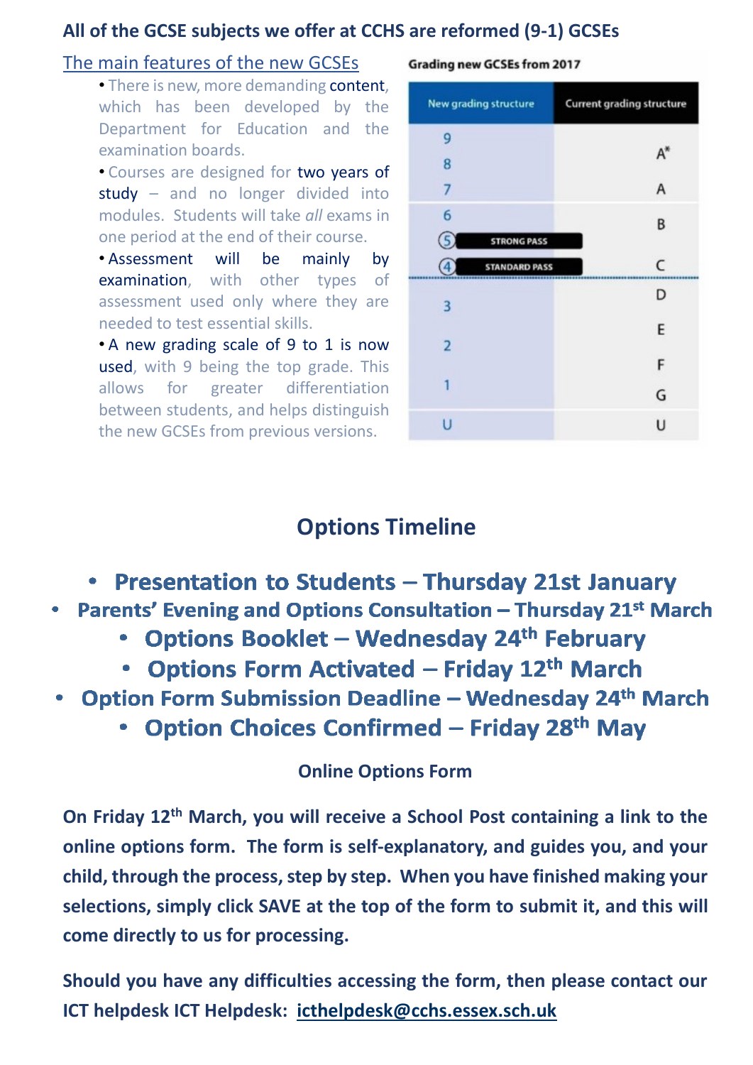**All of the GCSE subjects we offer at CCHS are reformed (9-1) GCSEs**

The main features of the new GCSEs

- There is new, more demanding content, which has been developed by the Department for Education and the examination boards.
- Courses are designed for two years of study – and no longer divided into modules. Students will take *all* exams in one period at the end of their course.
- Assessment will be mainly by examination, with other types of assessment used only where they are needed to test essential skills.
- A new grading scale of 9 to 1 is now used, with 9 being the top grade. This allows for greater differentiation between students, and helps distinguish the new GCSEs from previous versions.

**Grading new GCSEs from 2017**

| New grading structure | Current grading structure |
|---|---|
| 9 | A* |
| 8 | A* |
| 7 | A |
| 6 | B |
| 5 STRONG PASS | B |
| 4 STANDARD PASS | C |
| 3 | D |
| 2 | E |
| 1 | F |
| 1 | G |
| U | U |

## Options Timeline

- **Presentation to Students – Thursday 21st January**
- **Parents' Evening and Options Consultation – Thursday 21st March**
- **Options Booklet – Wednesday 24th February**
- **Options Form Activated – Friday 12th March**
- **Option Form Submission Deadline – Wednesday 24th March**
- **Option Choices Confirmed – Friday 28th May**

### Online Options Form

**On Friday 12th March, you will receive a School Post containing a link to the online options form. The form is self-explanatory, and guides you, and your child, through the process, step by step. When you have finished making your selections, simply click SAVE at the top of the form to submit it, and this will come directly to us for processing.**

**Should you have any difficulties accessing the form, then please contact our ICT helpdesk ICT Helpdesk: icthelpdesk@cchs.essex.sch.uk**